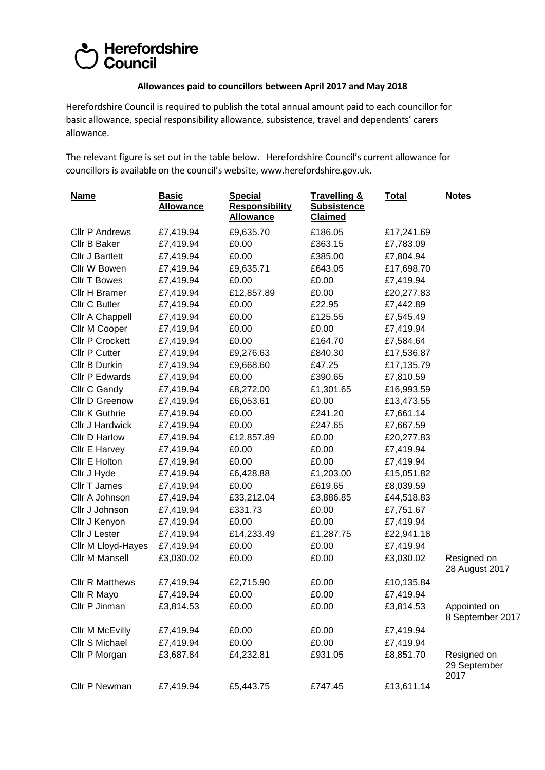# Herefordshire Council

**Allowances paid to councillors between April 2017 and May 2018**

Herefordshire Council is required to publish the total annual amount paid to each councillor for basic allowance, special responsibility allowance, subsistence, travel and dependents' carers allowance.

The relevant figure is set out in the table below. Herefordshire Council's current allowance for councillors is available on the council's website, www.herefordshire.gov.uk.

| Name | Basic Allowance | Special Responsibility Allowance | Travelling & Subsistence Claimed | Total | Notes |
|---|---|---|---|---|---|
| Cllr P Andrews | £7,419.94 | £9,635.70 | £186.05 | £17,241.69 | |
| Cllr B Baker | £7,419.94 | £0.00 | £363.15 | £7,783.09 | |
| Cllr J Bartlett | £7,419.94 | £0.00 | £385.00 | £7,804.94 | |
| Cllr W Bowen | £7,419.94 | £9,635.71 | £643.05 | £17,698.70 | |
| Cllr T Bowes | £7,419.94 | £0.00 | £0.00 | £7,419.94 | |
| Cllr H Bramer | £7,419.94 | £12,857.89 | £0.00 | £20,277.83 | |
| Cllr C Butler | £7,419.94 | £0.00 | £22.95 | £7,442.89 | |
| Cllr A Chappell | £7,419.94 | £0.00 | £125.55 | £7,545.49 | |
| Cllr M Cooper | £7,419.94 | £0.00 | £0.00 | £7,419.94 | |
| Cllr P Crockett | £7,419.94 | £0.00 | £164.70 | £7,584.64 | |
| Cllr P Cutter | £7,419.94 | £9,276.63 | £840.30 | £17,536.87 | |
| Cllr B Durkin | £7,419.94 | £9,668.60 | £47.25 | £17,135.79 | |
| Cllr P Edwards | £7,419.94 | £0.00 | £390.65 | £7,810.59 | |
| Cllr C Gandy | £7,419.94 | £8,272.00 | £1,301.65 | £16,993.59 | |
| Cllr D Greenow | £7,419.94 | £6,053.61 | £0.00 | £13,473.55 | |
| Cllr K Guthrie | £7,419.94 | £0.00 | £241.20 | £7,661.14 | |
| Cllr J Hardwick | £7,419.94 | £0.00 | £247.65 | £7,667.59 | |
| Cllr D Harlow | £7,419.94 | £12,857.89 | £0.00 | £20,277.83 | |
| Cllr E Harvey | £7,419.94 | £0.00 | £0.00 | £7,419.94 | |
| Cllr E Holton | £7,419.94 | £0.00 | £0.00 | £7,419.94 | |
| Cllr J Hyde | £7,419.94 | £6,428.88 | £1,203.00 | £15,051.82 | |
| Cllr T James | £7,419.94 | £0.00 | £619.65 | £8,039.59 | |
| Cllr A Johnson | £7,419.94 | £33,212.04 | £3,886.85 | £44,518.83 | |
| Cllr J Johnson | £7,419.94 | £331.73 | £0.00 | £7,751.67 | |
| Cllr J Kenyon | £7,419.94 | £0.00 | £0.00 | £7,419.94 | |
| Cllr J Lester | £7,419.94 | £14,233.49 | £1,287.75 | £22,941.18 | |
| Cllr M Lloyd-Hayes | £7,419.94 | £0.00 | £0.00 | £7,419.94 | |
| Cllr M Mansell | £3,030.02 | £0.00 | £0.00 | £3,030.02 | Resigned on 28 August 2017 |
| Cllr R Matthews | £7,419.94 | £2,715.90 | £0.00 | £10,135.84 | |
| Cllr R Mayo | £7,419.94 | £0.00 | £0.00 | £7,419.94 | |
| Cllr P Jinman | £3,814.53 | £0.00 | £0.00 | £3,814.53 | Appointed on 8 September 2017 |
| Cllr M McEvilly | £7,419.94 | £0.00 | £0.00 | £7,419.94 | |
| Cllr S Michael | £7,419.94 | £0.00 | £0.00 | £7,419.94 | |
| Cllr P Morgan | £3,687.84 | £4,232.81 | £931.05 | £8,851.70 | Resigned on 29 September 2017 |
| Cllr P Newman | £7,419.94 | £5,443.75 | £747.45 | £13,611.14 | |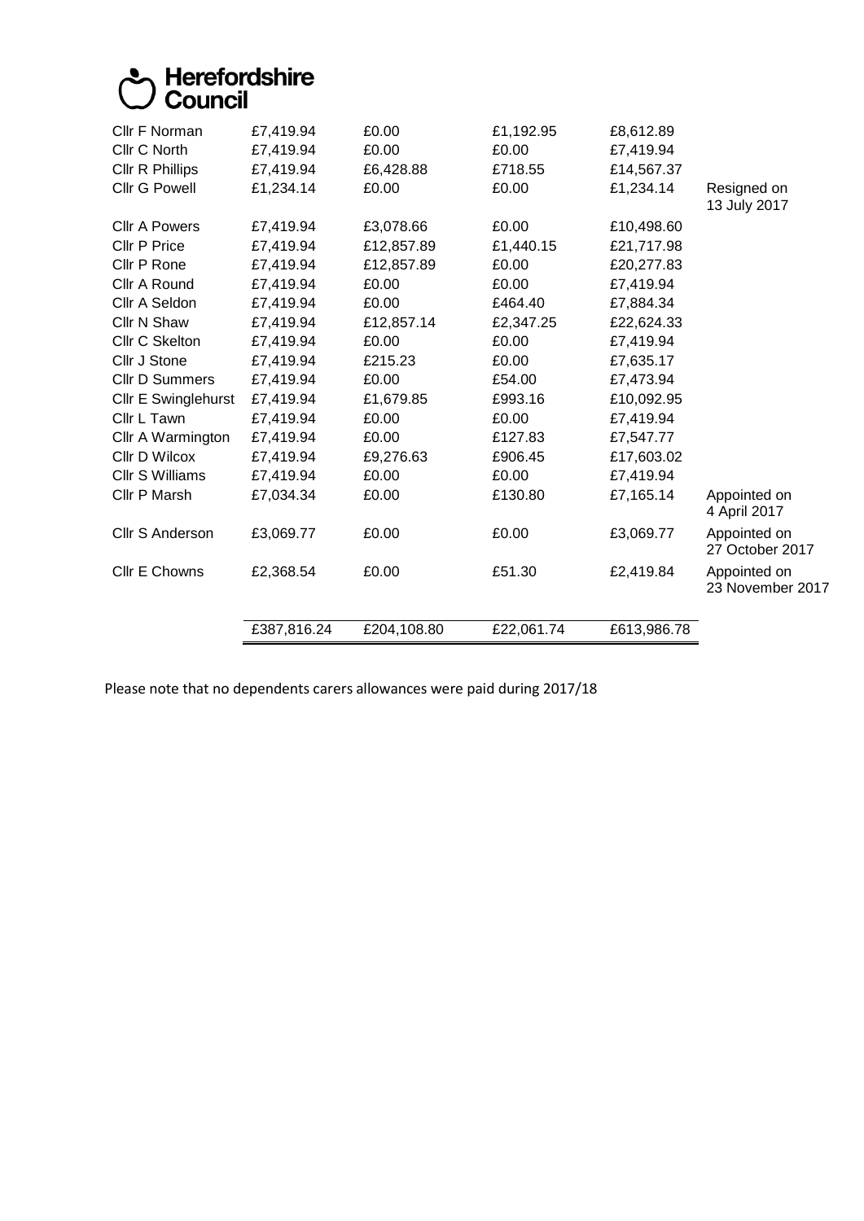**Herefordshire Council**

| | | | | | |
|---|---|---|---|---|---|
| Cllr F Norman | £7,419.94 | £0.00 | £1,192.95 | £8,612.89 | |
| Cllr C North | £7,419.94 | £0.00 | £0.00 | £7,419.94 | |
| Cllr R Phillips | £7,419.94 | £6,428.88 | £718.55 | £14,567.37 | |
| Cllr G Powell | £1,234.14 | £0.00 | £0.00 | £1,234.14 | Resigned on 13 July 2017 |
| Cllr A Powers | £7,419.94 | £3,078.66 | £0.00 | £10,498.60 | |
| Cllr P Price | £7,419.94 | £12,857.89 | £1,440.15 | £21,717.98 | |
| Cllr P Rone | £7,419.94 | £12,857.89 | £0.00 | £20,277.83 | |
| Cllr A Round | £7,419.94 | £0.00 | £0.00 | £7,419.94 | |
| Cllr A Seldon | £7,419.94 | £0.00 | £464.40 | £7,884.34 | |
| Cllr N Shaw | £7,419.94 | £12,857.14 | £2,347.25 | £22,624.33 | |
| Cllr C Skelton | £7,419.94 | £0.00 | £0.00 | £7,419.94 | |
| Cllr J Stone | £7,419.94 | £215.23 | £0.00 | £7,635.17 | |
| Cllr D Summers | £7,419.94 | £0.00 | £54.00 | £7,473.94 | |
| Cllr E Swinglehurst | £7,419.94 | £1,679.85 | £993.16 | £10,092.95 | |
| Cllr L Tawn | £7,419.94 | £0.00 | £0.00 | £7,419.94 | |
| Cllr A Warmington | £7,419.94 | £0.00 | £127.83 | £7,547.77 | |
| Cllr D Wilcox | £7,419.94 | £9,276.63 | £906.45 | £17,603.02 | |
| Cllr S Williams | £7,419.94 | £0.00 | £0.00 | £7,419.94 | |
| Cllr P Marsh | £7,034.34 | £0.00 | £130.80 | £7,165.14 | Appointed on 4 April 2017 |
| Cllr S Anderson | £3,069.77 | £0.00 | £0.00 | £3,069.77 | Appointed on 27 October 2017 |
| Cllr E Chowns | £2,368.54 | £0.00 | £51.30 | £2,419.84 | Appointed on 23 November 2017 |
| | £387,816.24 | £204,108.80 | £22,061.74 | £613,986.78 | |

Please note that no dependents carers allowances were paid during 2017/18